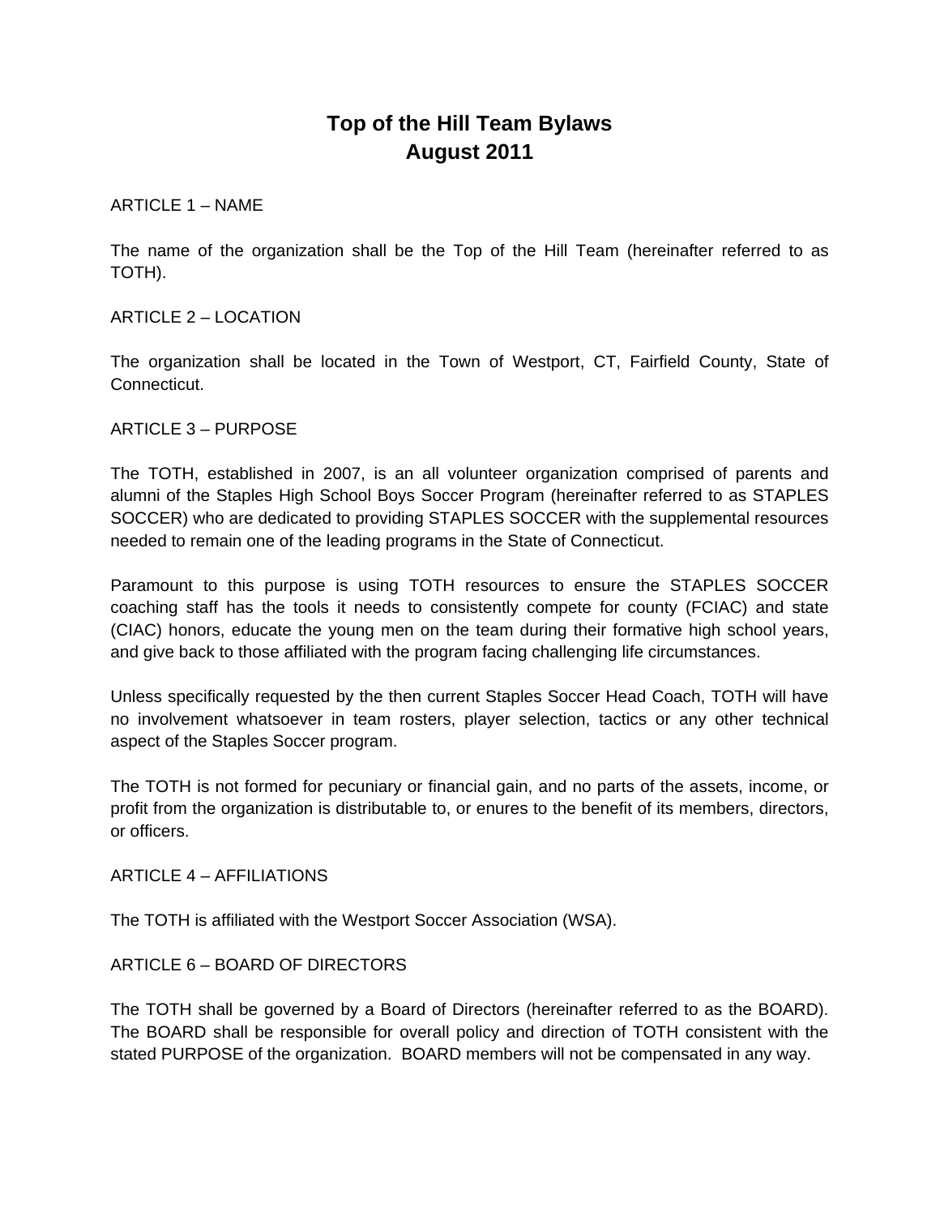# Top of the Hill Team Bylaws
# August 2011

ARTICLE 1 – NAME

The name of the organization shall be the Top of the Hill Team (hereinafter referred to as TOTH).

ARTICLE 2 – LOCATION

The organization shall be located in the Town of Westport, CT, Fairfield County, State of Connecticut.

ARTICLE 3 – PURPOSE

The TOTH, established in 2007, is an all volunteer organization comprised of parents and alumni of the Staples High School Boys Soccer Program (hereinafter referred to as STAPLES SOCCER) who are dedicated to providing STAPLES SOCCER with the supplemental resources needed to remain one of the leading programs in the State of Connecticut.

Paramount to this purpose is using TOTH resources to ensure the STAPLES SOCCER coaching staff has the tools it needs to consistently compete for county (FCIAC) and state (CIAC) honors, educate the young men on the team during their formative high school years, and give back to those affiliated with the program facing challenging life circumstances.

Unless specifically requested by the then current Staples Soccer Head Coach, TOTH will have no involvement whatsoever in team rosters, player selection, tactics or any other technical aspect of the Staples Soccer program.

The TOTH is not formed for pecuniary or financial gain, and no parts of the assets, income, or profit from the organization is distributable to, or enures to the benefit of its members, directors, or officers.

ARTICLE 4 – AFFILIATIONS

The TOTH is affiliated with the Westport Soccer Association (WSA).

ARTICLE 6 – BOARD OF DIRECTORS

The TOTH shall be governed by a Board of Directors (hereinafter referred to as the BOARD). The BOARD shall be responsible for overall policy and direction of TOTH consistent with the stated PURPOSE of the organization. BOARD members will not be compensated in any way.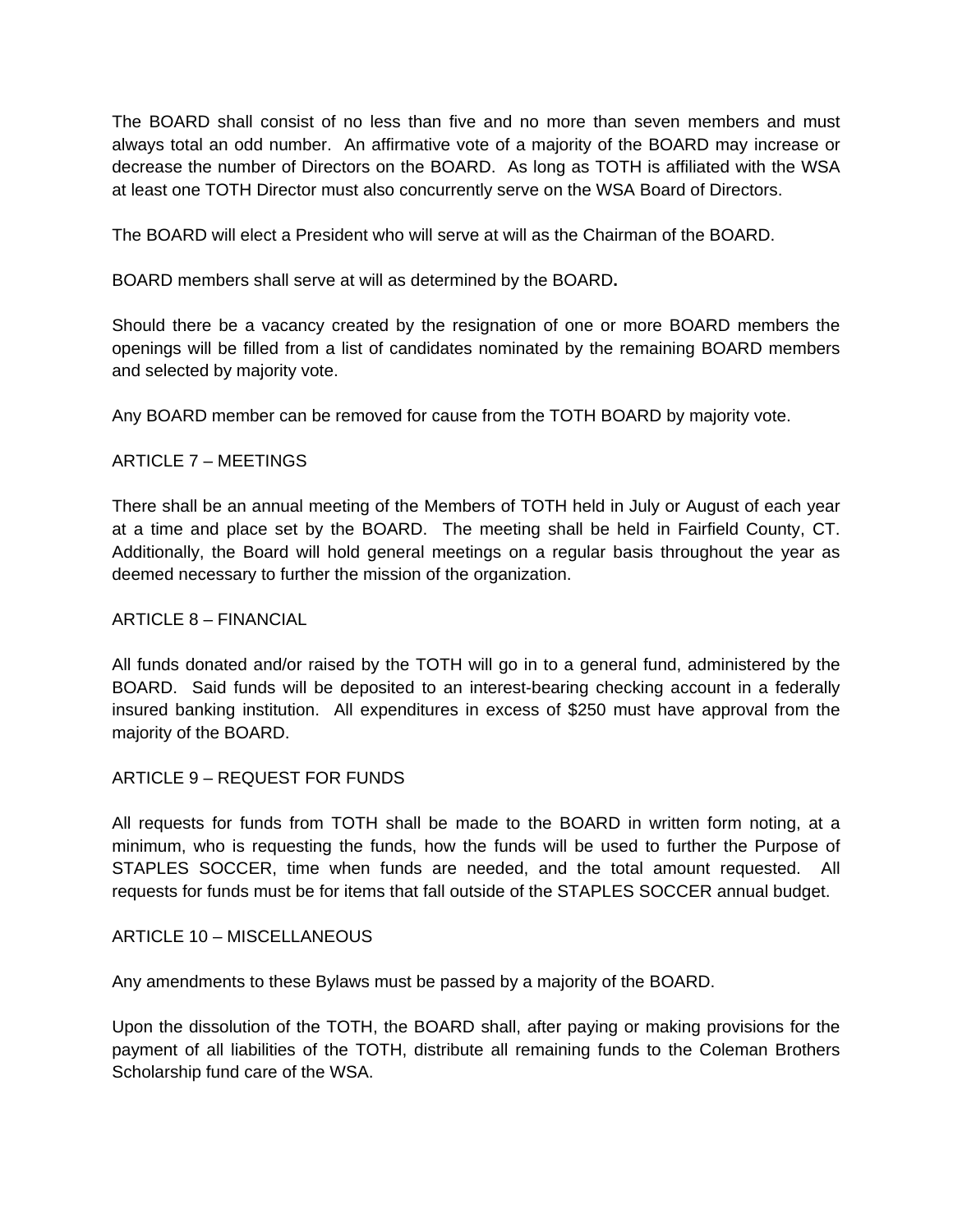The BOARD shall consist of no less than five and no more than seven members and must always total an odd number. An affirmative vote of a majority of the BOARD may increase or decrease the number of Directors on the BOARD. As long as TOTH is affiliated with the WSA at least one TOTH Director must also concurrently serve on the WSA Board of Directors.

The BOARD will elect a President who will serve at will as the Chairman of the BOARD.

BOARD members shall serve at will as determined by the BOARD.

Should there be a vacancy created by the resignation of one or more BOARD members the openings will be filled from a list of candidates nominated by the remaining BOARD members and selected by majority vote.

Any BOARD member can be removed for cause from the TOTH BOARD by majority vote.

## ARTICLE 7 – MEETINGS

There shall be an annual meeting of the Members of TOTH held in July or August of each year at a time and place set by the BOARD. The meeting shall be held in Fairfield County, CT. Additionally, the Board will hold general meetings on a regular basis throughout the year as deemed necessary to further the mission of the organization.

## ARTICLE 8 – FINANCIAL

All funds donated and/or raised by the TOTH will go in to a general fund, administered by the BOARD. Said funds will be deposited to an interest-bearing checking account in a federally insured banking institution. All expenditures in excess of $250 must have approval from the majority of the BOARD.

## ARTICLE 9 – REQUEST FOR FUNDS

All requests for funds from TOTH shall be made to the BOARD in written form noting, at a minimum, who is requesting the funds, how the funds will be used to further the Purpose of STAPLES SOCCER, time when funds are needed, and the total amount requested. All requests for funds must be for items that fall outside of the STAPLES SOCCER annual budget.

## ARTICLE 10 – MISCELLANEOUS

Any amendments to these Bylaws must be passed by a majority of the BOARD.

Upon the dissolution of the TOTH, the BOARD shall, after paying or making provisions for the payment of all liabilities of the TOTH, distribute all remaining funds to the Coleman Brothers Scholarship fund care of the WSA.